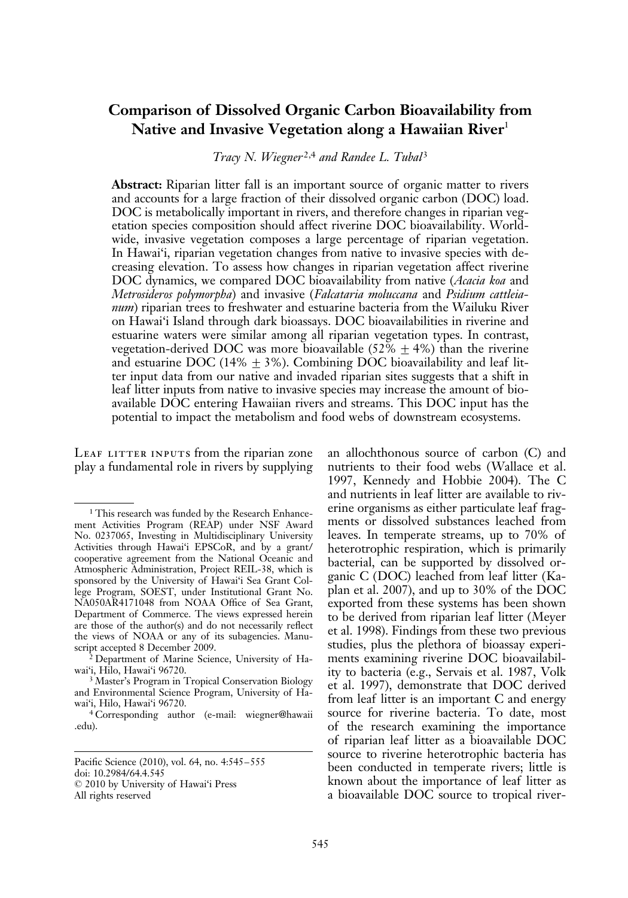# Comparison of Dissolved Organic Carbon Bioavailability from Native and Invasive Vegetation along a Hawaiian River[1]

*Tracy N. Wiegner*[2,4] *and Randee L. Tubal*[3]

**Abstract:** Riparian litter fall is an important source of organic matter to rivers and accounts for a large fraction of their dissolved organic carbon (DOC) load. DOC is metabolically important in rivers, and therefore changes in riparian vegetation species composition should affect riverine DOC bioavailability. Worldwide, invasive vegetation composes a large percentage of riparian vegetation. In Hawai‘i, riparian vegetation changes from native to invasive species with decreasing elevation. To assess how changes in riparian vegetation affect riverine DOC dynamics, we compared DOC bioavailability from native (*Acacia koa* and *Metrosideros polymorpha*) and invasive (*Falcataria moluccana* and *Psidium cattleianum*) riparian trees to freshwater and estuarine bacteria from the Wailuku River on Hawai‘i Island through dark bioassays. DOC bioavailabilities in riverine and estuarine waters were similar among all riparian vegetation types. In contrast, vegetation-derived DOC was more bioavailable ($52\% \pm 4\%$) than the riverine and estuarine DOC ($14\% \pm 3\%$). Combining DOC bioavailability and leaf litter input data from our native and invaded riparian sites suggests that a shift in leaf litter inputs from native to invasive species may increase the amount of bioavailable DOC entering Hawaiian rivers and streams. This DOC input has the potential to impact the metabolism and food webs of downstream ecosystems.

Leaf litter inputs from the riparian zone play a fundamental role in rivers by supplying an allochthonous source of carbon (C) and nutrients to their food webs (Wallace et al. 1997, Kennedy and Hobbie 2004). The C and nutrients in leaf litter are available to riverine organisms as either particulate leaf fragments or dissolved substances leached from leaves. In temperate streams, up to 70% of heterotrophic respiration, which is primarily bacterial, can be supported by dissolved organic C (DOC) leached from leaf litter (Kaplan et al. 2007), and up to 30% of the DOC exported from these systems has been shown to be derived from riparian leaf litter (Meyer et al. 1998). Findings from these two previous studies, plus the plethora of bioassay experiments examining riverine DOC bioavailability to bacteria (e.g., Servais et al. 1987, Volk et al. 1997), demonstrate that DOC derived from leaf litter is an important C and energy source for riverine bacteria. To date, most of the research examining the importance of riparian leaf litter as a bioavailable DOC source to riverine heterotrophic bacteria has been conducted in temperate rivers; little is known about the importance of leaf litter as a bioavailable DOC source to tropical river-

---

[1] This research was funded by the Research Enhancement Activities Program (REAP) under NSF Award No. 0237065, Investing in Multidisciplinary University Activities through Hawai‘i EPSCoR, and by a grant/cooperative agreement from the National Oceanic and Atmospheric Administration, Project REIL-38, which is sponsored by the University of Hawai‘i Sea Grant College Program, SOEST, under Institutional Grant No. NA050AR4171048 from NOAA Office of Sea Grant, Department of Commerce. The views expressed herein are those of the author(s) and do not necessarily reflect the views of NOAA or any of its subagencies. Manuscript accepted 8 December 2009.

[2] Department of Marine Science, University of Hawai‘i, Hilo, Hawai‘i 96720.

[3] Master's Program in Tropical Conservation Biology and Environmental Science Program, University of Hawai‘i, Hilo, Hawai‘i 96720.

[4] Corresponding author (e-mail: wiegner@hawaii.edu).

Pacific Science (2010), vol. 64, no. 4:545–555
doi: 10.2984/64.4.545
© 2010 by University of Hawai‘i Press
All rights reserved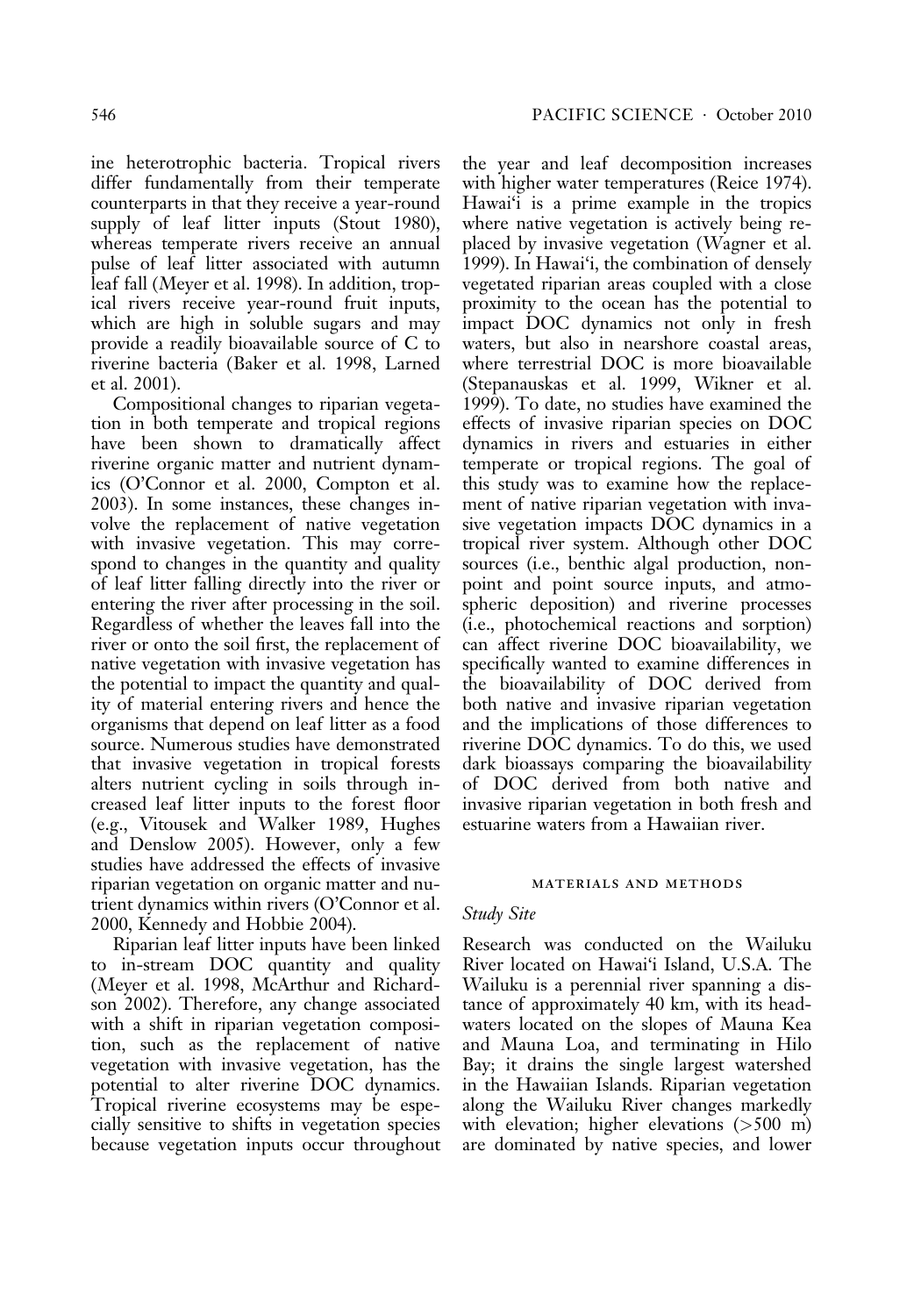ine heterotrophic bacteria. Tropical rivers differ fundamentally from their temperate counterparts in that they receive a year-round supply of leaf litter inputs (Stout 1980), whereas temperate rivers receive an annual pulse of leaf litter associated with autumn leaf fall (Meyer et al. 1998). In addition, tropical rivers receive year-round fruit inputs, which are high in soluble sugars and may provide a readily bioavailable source of C to riverine bacteria (Baker et al. 1998, Larned et al. 2001).

Compositional changes to riparian vegetation in both temperate and tropical regions have been shown to dramatically affect riverine organic matter and nutrient dynamics (O'Connor et al. 2000, Compton et al. 2003). In some instances, these changes involve the replacement of native vegetation with invasive vegetation. This may correspond to changes in the quantity and quality of leaf litter falling directly into the river or entering the river after processing in the soil. Regardless of whether the leaves fall into the river or onto the soil first, the replacement of native vegetation with invasive vegetation has the potential to impact the quantity and quality of material entering rivers and hence the organisms that depend on leaf litter as a food source. Numerous studies have demonstrated that invasive vegetation in tropical forests alters nutrient cycling in soils through increased leaf litter inputs to the forest floor (e.g., Vitousek and Walker 1989, Hughes and Denslow 2005). However, only a few studies have addressed the effects of invasive riparian vegetation on organic matter and nutrient dynamics within rivers (O'Connor et al. 2000, Kennedy and Hobbie 2004).

Riparian leaf litter inputs have been linked to in-stream DOC quantity and quality (Meyer et al. 1998, McArthur and Richardson 2002). Therefore, any change associated with a shift in riparian vegetation composition, such as the replacement of native vegetation with invasive vegetation, has the potential to alter riverine DOC dynamics. Tropical riverine ecosystems may be especially sensitive to shifts in vegetation species because vegetation inputs occur throughout the year and leaf decomposition increases with higher water temperatures (Reice 1974). Hawai'i is a prime example in the tropics where native vegetation is actively being replaced by invasive vegetation (Wagner et al. 1999). In Hawai'i, the combination of densely vegetated riparian areas coupled with a close proximity to the ocean has the potential to impact DOC dynamics not only in fresh waters, but also in nearshore coastal areas, where terrestrial DOC is more bioavailable (Stepanauskas et al. 1999, Wikner et al. 1999). To date, no studies have examined the effects of invasive riparian species on DOC dynamics in rivers and estuaries in either temperate or tropical regions. The goal of this study was to examine how the replacement of native riparian vegetation with invasive vegetation impacts DOC dynamics in a tropical river system. Although other DOC sources (i.e., benthic algal production, nonpoint and point source inputs, and atmospheric deposition) and riverine processes (i.e., photochemical reactions and sorption) can affect riverine DOC bioavailability, we specifically wanted to examine differences in the bioavailability of DOC derived from both native and invasive riparian vegetation and the implications of those differences to riverine DOC dynamics. To do this, we used dark bioassays comparing the bioavailability of DOC derived from both native and invasive riparian vegetation in both fresh and estuarine waters from a Hawaiian river.

## MATERIALS AND METHODS

### *Study Site*

Research was conducted on the Wailuku River located on Hawai'i Island, U.S.A. The Wailuku is a perennial river spanning a distance of approximately 40 km, with its headwaters located on the slopes of Mauna Kea and Mauna Loa, and terminating in Hilo Bay; it drains the single largest watershed in the Hawaiian Islands. Riparian vegetation along the Wailuku River changes markedly with elevation; higher elevations (>500 m) are dominated by native species, and lower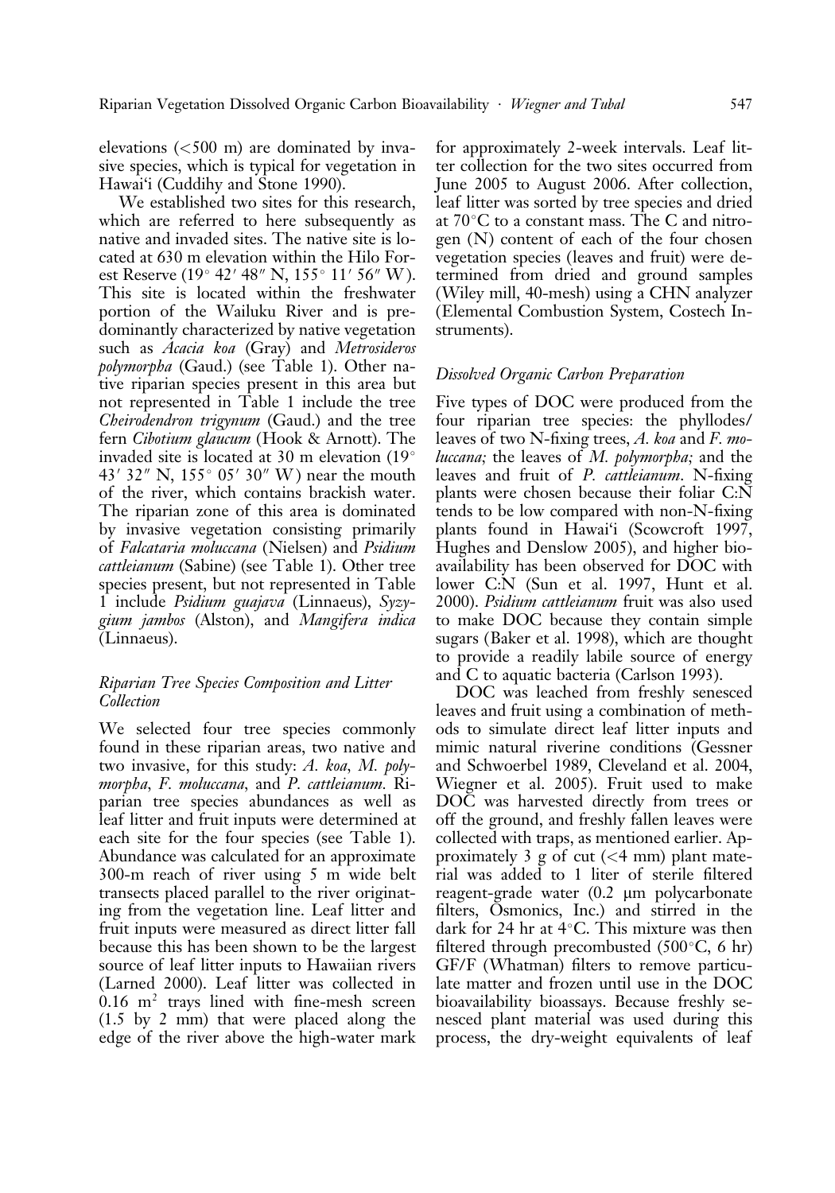elevations (<500 m) are dominated by invasive species, which is typical for vegetation in Hawai'i (Cuddihy and Stone 1990).

We established two sites for this research, which are referred to here subsequently as native and invaded sites. The native site is located at 630 m elevation within the Hilo Forest Reserve (19° 42′ 48″ N, 155° 11′ 56″ W). This site is located within the freshwater portion of the Wailuku River and is predominantly characterized by native vegetation such as *Acacia koa* (Gray) and *Metrosideros polymorpha* (Gaud.) (see Table 1). Other native riparian species present in this area but not represented in Table 1 include the tree *Cheirodendron trigynum* (Gaud.) and the tree fern *Cibotium glaucum* (Hook & Arnott). The invaded site is located at 30 m elevation (19° 43′ 32″ N, 155° 05′ 30″ W) near the mouth of the river, which contains brackish water. The riparian zone of this area is dominated by invasive vegetation consisting primarily of *Falcataria moluccana* (Nielsen) and *Psidium cattleianum* (Sabine) (see Table 1). Other tree species present, but not represented in Table 1 include *Psidium guajava* (Linnaeus), *Syzygium jambos* (Alston), and *Mangifera indica* (Linnaeus).

### *Riparian Tree Species Composition and Litter Collection*

We selected four tree species commonly found in these riparian areas, two native and two invasive, for this study: *A. koa*, *M. polymorpha*, *F. moluccana*, and *P. cattleianum*. Riparian tree species abundances as well as leaf litter and fruit inputs were determined at each site for the four species (see Table 1). Abundance was calculated for an approximate 300-m reach of river using 5 m wide belt transects placed parallel to the river originating from the vegetation line. Leaf litter and fruit inputs were measured as direct litter fall because this has been shown to be the largest source of leaf litter inputs to Hawaiian rivers (Larned 2000). Leaf litter was collected in 0.16 $m^2$ trays lined with fine-mesh screen (1.5 by 2 mm) that were placed along the edge of the river above the high-water mark for approximately 2-week intervals. Leaf litter collection for the two sites occurred from June 2005 to August 2006. After collection, leaf litter was sorted by tree species and dried at 70°C to a constant mass. The C and nitrogen (N) content of each of the four chosen vegetation species (leaves and fruit) were determined from dried and ground samples (Wiley mill, 40-mesh) using a CHN analyzer (Elemental Combustion System, Costech Instruments).

### *Dissolved Organic Carbon Preparation*

Five types of DOC were produced from the four riparian tree species: the phyllodes/leaves of two N-fixing trees, *A. koa* and *F. moluccana;* the leaves of *M. polymorpha;* and the leaves and fruit of *P. cattleianum*. N-fixing plants were chosen because their foliar C:N tends to be low compared with non-N-fixing plants found in Hawai'i (Scowcroft 1997, Hughes and Denslow 2005), and higher bioavailability has been observed for DOC with lower C:N (Sun et al. 1997, Hunt et al. 2000). *Psidium cattleianum* fruit was also used to make DOC because they contain simple sugars (Baker et al. 1998), which are thought to provide a readily labile source of energy and C to aquatic bacteria (Carlson 1993).

DOC was leached from freshly senesced leaves and fruit using a combination of methods to simulate direct leaf litter inputs and mimic natural riverine conditions (Gessner and Schwoerbel 1989, Cleveland et al. 2004, Wiegner et al. 2005). Fruit used to make DOC was harvested directly from trees or off the ground, and freshly fallen leaves were collected with traps, as mentioned earlier. Approximately 3 g of cut (<4 mm) plant material was added to 1 liter of sterile filtered reagent-grade water (0.2 μm polycarbonate filters, Osmonics, Inc.) and stirred in the dark for 24 hr at 4°C. This mixture was then filtered through precombusted (500°C, 6 hr) GF/F (Whatman) filters to remove particulate matter and frozen until use in the DOC bioavailability bioassays. Because freshly senesced plant material was used during this process, the dry-weight equivalents of leaf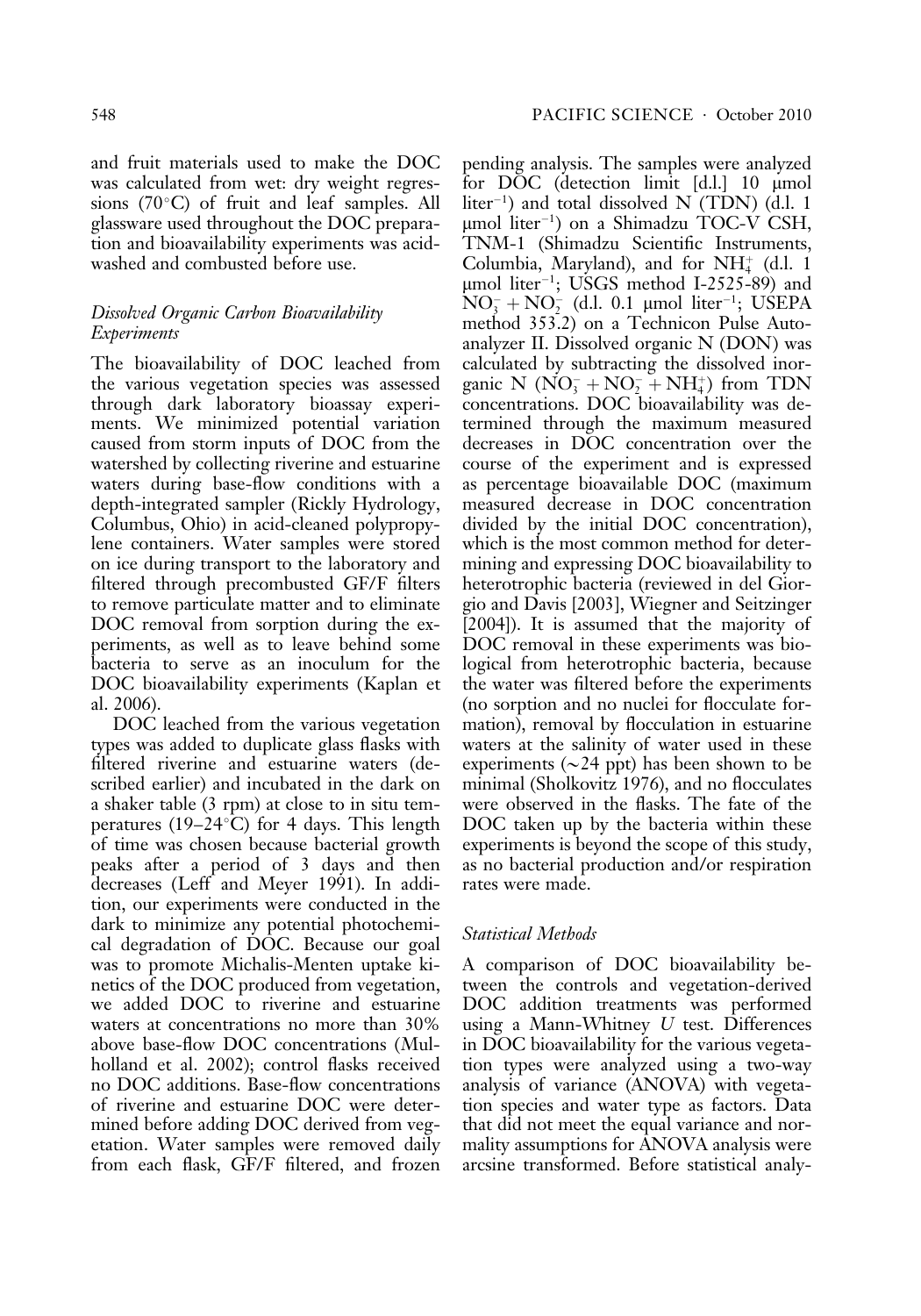and fruit materials used to make the DOC was calculated from wet: dry weight regressions (70°C) of fruit and leaf samples. All glassware used throughout the DOC preparation and bioavailability experiments was acid-washed and combusted before use.

### *Dissolved Organic Carbon Bioavailability Experiments*

The bioavailability of DOC leached from the various vegetation species was assessed through dark laboratory bioassay experiments. We minimized potential variation caused from storm inputs of DOC from the watershed by collecting riverine and estuarine waters during base-flow conditions with a depth-integrated sampler (Rickly Hydrology, Columbus, Ohio) in acid-cleaned polypropylene containers. Water samples were stored on ice during transport to the laboratory and filtered through precombusted GF/F filters to remove particulate matter and to eliminate DOC removal from sorption during the experiments, as well as to leave behind some bacteria to serve as an inoculum for the DOC bioavailability experiments (Kaplan et al. 2006).

DOC leached from the various vegetation types was added to duplicate glass flasks with filtered riverine and estuarine waters (described earlier) and incubated in the dark on a shaker table (3 rpm) at close to in situ temperatures (19–24°C) for 4 days. This length of time was chosen because bacterial growth peaks after a period of 3 days and then decreases (Leff and Meyer 1991). In addition, our experiments were conducted in the dark to minimize any potential photochemical degradation of DOC. Because our goal was to promote Michalis-Menten uptake kinetics of the DOC produced from vegetation, we added DOC to riverine and estuarine waters at concentrations no more than 30% above base-flow DOC concentrations (Mulholland et al. 2002); control flasks received no DOC additions. Base-flow concentrations of riverine and estuarine DOC were determined before adding DOC derived from vegetation. Water samples were removed daily from each flask, GF/F filtered, and frozen pending analysis. The samples were analyzed for DOC (detection limit [d.l.] 10 μmol liter$^{-1}$) and total dissolved N (TDN) (d.l. 1 μmol liter$^{-1}$) on a Shimadzu TOC-V CSH, TNM-1 (Shimadzu Scientific Instruments, Columbia, Maryland), and for $NH_4^+$ (d.l. 1 μmol liter$^{-1}$; USGS method I-2525-89) and $NO_3^- + NO_2^-$ (d.l. 0.1 μmol liter$^{-1}$; USEPA method 353.2) on a Technicon Pulse Autoanalyzer II. Dissolved organic N (DON) was calculated by subtracting the dissolved inorganic N ($NO_3^- + NO_2^- + NH_4^+$) from TDN concentrations. DOC bioavailability was determined through the maximum measured decreases in DOC concentration over the course of the experiment and is expressed as percentage bioavailable DOC (maximum measured decrease in DOC concentration divided by the initial DOC concentration), which is the most common method for determining and expressing DOC bioavailability to heterotrophic bacteria (reviewed in del Giorgio and Davis [2003], Wiegner and Seitzinger [2004]). It is assumed that the majority of DOC removal in these experiments was biological from heterotrophic bacteria, because the water was filtered before the experiments (no sorption and no nuclei for flocculate formation), removal by flocculation in estuarine waters at the salinity of water used in these experiments (~24 ppt) has been shown to be minimal (Sholkovitz 1976), and no flocculates were observed in the flasks. The fate of the DOC taken up by the bacteria within these experiments is beyond the scope of this study, as no bacterial production and/or respiration rates were made.

### *Statistical Methods*

A comparison of DOC bioavailability between the controls and vegetation-derived DOC addition treatments was performed using a Mann-Whitney $U$ test. Differences in DOC bioavailability for the various vegetation types were analyzed using a two-way analysis of variance (ANOVA) with vegetation species and water type as factors. Data that did not meet the equal variance and normality assumptions for ANOVA analysis were arcsine transformed. Before statistical analy-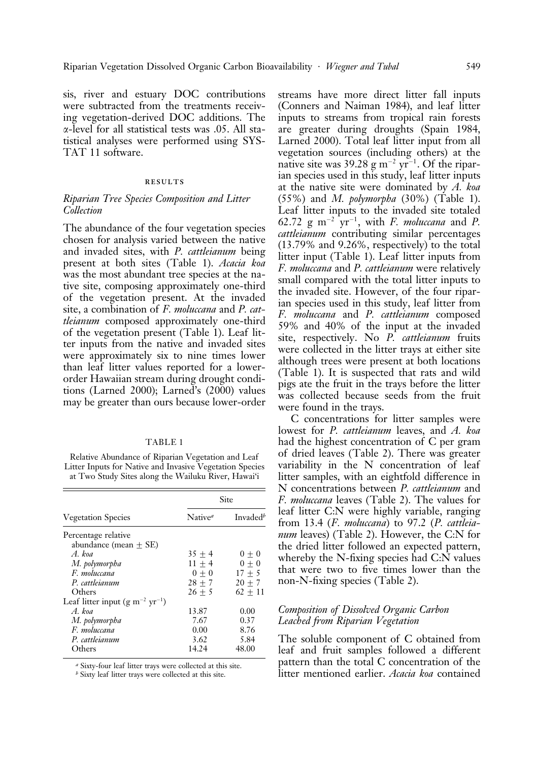sis, river and estuary DOC contributions were subtracted from the treatments receiving vegetation-derived DOC additions. The α-level for all statistical tests was .05. All statistical analyses were performed using SYSTAT 11 software.

## RESULTS

### *Riparian Tree Species Composition and Litter Collection*

The abundance of the four vegetation species chosen for analysis varied between the native and invaded sites, with *P. cattleianum* being present at both sites (Table 1). *Acacia koa* was the most abundant tree species at the native site, composing approximately one-third of the vegetation present. At the invaded site, a combination of *F. moluccana* and *P. cattleianum* composed approximately one-third of the vegetation present (Table 1). Leaf litter inputs from the native and invaded sites were approximately six to nine times lower than leaf litter values reported for a lower-order Hawaiian stream during drought conditions (Larned 2000); Larned's (2000) values may be greater than ours because lower-order streams have more direct litter fall inputs (Conners and Naiman 1984), and leaf litter inputs to streams from tropical rain forests are greater during droughts (Spain 1984, Larned 2000). Total leaf litter input from all vegetation sources (including others) at the native site was 39.28 g $m^{-2}$ $yr^{-1}$. Of the riparian species used in this study, leaf litter inputs at the native site were dominated by *A. koa* (55%) and *M. polymorpha* (30%) (Table 1). Leaf litter inputs to the invaded site totaled 62.72 g $m^{-2}$ $yr^{-1}$, with *F. moluccana* and *P. cattleianum* contributing similar percentages (13.79% and 9.26%, respectively) to the total litter input (Table 1). Leaf litter inputs from *F. moluccana* and *P. cattleianum* were relatively small compared with the total litter inputs to the invaded site. However, of the four riparian species used in this study, leaf litter from *F. moluccana* and *P. cattleianum* composed 59% and 40% of the input at the invaded site, respectively. No *P. cattleianum* fruits were collected in the litter trays at either site although trees were present at both locations (Table 1). It is suspected that rats and wild pigs ate the fruit in the trays before the litter was collected because seeds from the fruit were found in the trays.

TABLE 1

Relative Abundance of Riparian Vegetation and Leaf Litter Inputs for Native and Invasive Vegetation Species at Two Study Sites along the Wailuku River, Hawai'i

| | Site | |
|---|---|---|
| Vegetation Species | Native[a] | Invaded[b] |
| Percentage relative abundance (mean ± SE) | | |
| *A. koa* | 35 ± 4 | 0 ± 0 |
| *M. polymorpha* | 11 ± 4 | 0 ± 0 |
| *F. moluccana* | 0 ± 0 | 17 ± 5 |
| *P. cattleianum* | 28 ± 7 | 20 ± 7 |
| Others | 26 ± 5 | 62 ± 11 |
| Leaf litter input (g $m^{-2}$ $yr^{-1}$) | | |
| *A. koa* | 13.87 | 0.00 |
| *M. polymorpha* | 7.67 | 0.37 |
| *F. moluccana* | 0.00 | 8.76 |
| *P. cattleianum* | 3.62 | 5.84 |
| Others | 14.24 | 48.00 |

[a] Sixty-four leaf litter trays were collected at this site.
[b] Sixty leaf litter trays were collected at this site.

C concentrations for litter samples were lowest for *P. cattleianum* leaves, and *A. koa* had the highest concentration of C per gram of dried leaves (Table 2). There was greater variability in the N concentration of leaf litter samples, with an eightfold difference in N concentrations between *P. cattleianum* and *F. moluccana* leaves (Table 2). The values for leaf litter C:N were highly variable, ranging from 13.4 (*F. moluccana*) to 97.2 (*P. cattleianum* leaves) (Table 2). However, the C:N for the dried litter followed an expected pattern, whereby the N-fixing species had C:N values that were two to five times lower than the non-N-fixing species (Table 2).

### *Composition of Dissolved Organic Carbon Leached from Riparian Vegetation*

The soluble component of C obtained from leaf and fruit samples followed a different pattern than the total C concentration of the litter mentioned earlier. *Acacia koa* contained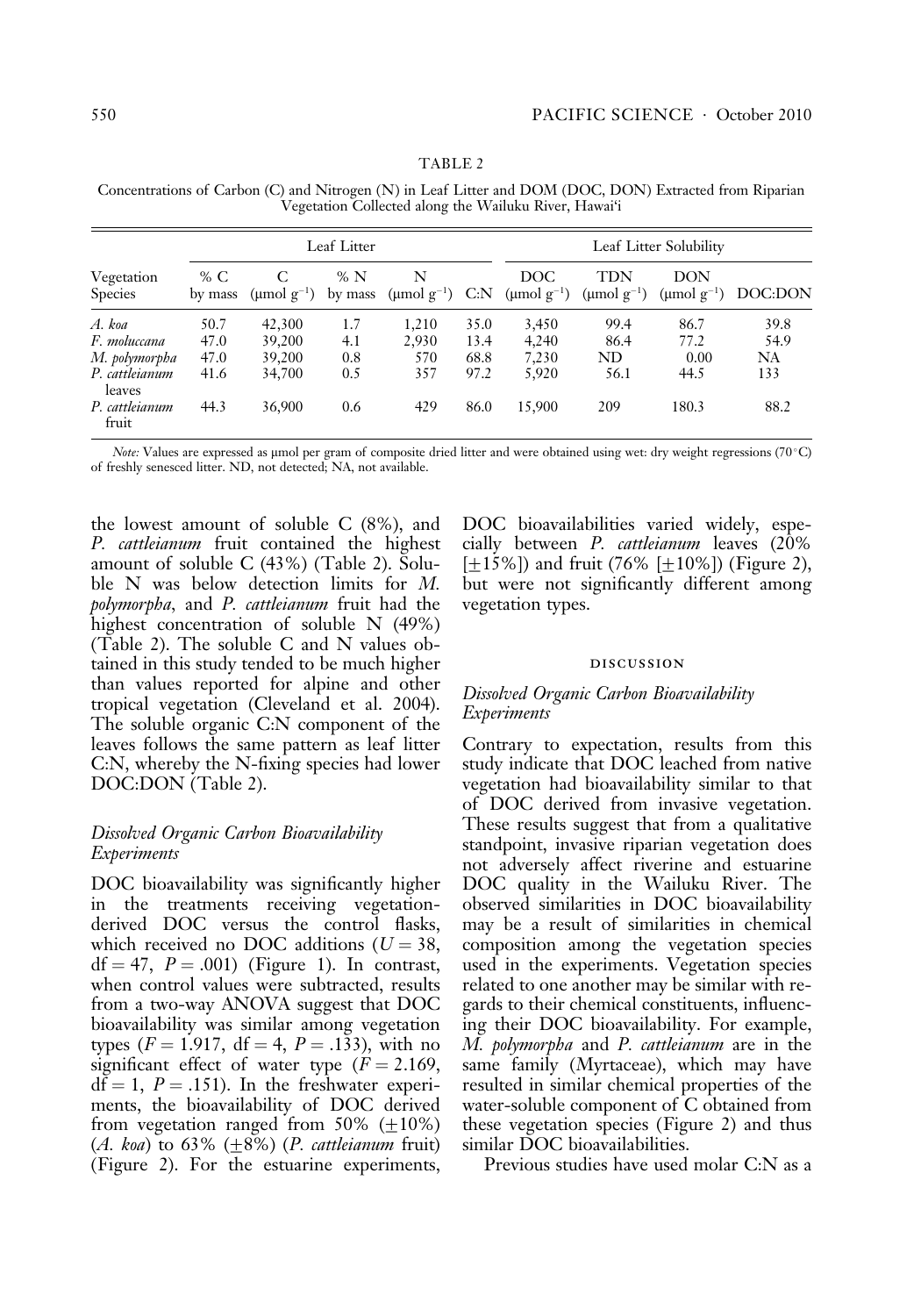TABLE 2

Concentrations of Carbon (C) and Nitrogen (N) in Leaf Litter and DOM (DOC, DON) Extracted from Riparian Vegetation Collected along the Wailuku River, Hawai'i

| Vegetation Species | Leaf Litter | | | | | Leaf Litter Solubility | | | |
|---|---|---|---|---|---|---|---|---|---|
| | % C by mass | C (μmol g$^{-1}$) | % N by mass | N (μmol g$^{-1}$) | C:N | DOC (μmol g$^{-1}$) | TDN (μmol g$^{-1}$) | DON (μmol g$^{-1}$) | DOC:DON |
| *A. koa* | 50.7 | 42,300 | 1.7 | 1,210 | 35.0 | 3,450 | 99.4 | 86.7 | 39.8 |
| *F. moluccana* | 47.0 | 39,200 | 4.1 | 2,930 | 13.4 | 4,240 | 86.4 | 77.2 | 54.9 |
| *M. polymorpha* | 47.0 | 39,200 | 0.8 | 570 | 68.8 | 7,230 | ND | 0.00 | NA |
| *P. cattleianum* leaves | 41.6 | 34,700 | 0.5 | 357 | 97.2 | 5,920 | 56.1 | 44.5 | 133 |
| *P. cattleianum* fruit | 44.3 | 36,900 | 0.6 | 429 | 86.0 | 15,900 | 209 | 180.3 | 88.2 |

*Note:* Values are expressed as μmol per gram of composite dried litter and were obtained using wet: dry weight regressions (70°C) of freshly senesced litter. ND, not detected; NA, not available.

the lowest amount of soluble C (8%), and *P. cattleianum* fruit contained the highest amount of soluble C (43%) (Table 2). Soluble N was below detection limits for *M. polymorpha*, and *P. cattleianum* fruit had the highest concentration of soluble N (49%) (Table 2). The soluble C and N values obtained in this study tended to be much higher than values reported for alpine and other tropical vegetation (Cleveland et al. 2004). The soluble organic C:N component of the leaves follows the same pattern as leaf litter C:N, whereby the N-fixing species had lower DOC:DON (Table 2).

### *Dissolved Organic Carbon Bioavailability Experiments*

DOC bioavailability was significantly higher in the treatments receiving vegetation-derived DOC versus the control flasks, which received no DOC additions ($U = 38$, $df = 47$, $P = .001$) (Figure 1). In contrast, when control values were subtracted, results from a two-way ANOVA suggest that DOC bioavailability was similar among vegetation types ($F = 1.917$, $df = 4$, $P = .133$), with no significant effect of water type ($F = 2.169$, $df = 1$, $P = .151$). In the freshwater experiments, the bioavailability of DOC derived from vegetation ranged from 50% ($\pm$10%) (*A. koa*) to 63% ($\pm$8%) (*P. cattleianum* fruit) (Figure 2). For the estuarine experiments, DOC bioavailabilities varied widely, especially between *P. cattleianum* leaves (20% [$\pm$15%]) and fruit (76% [$\pm$10%]) (Figure 2), but were not significantly different among vegetation types.

## DISCUSSION

### *Dissolved Organic Carbon Bioavailability Experiments*

Contrary to expectation, results from this study indicate that DOC leached from native vegetation had bioavailability similar to that of DOC derived from invasive vegetation. These results suggest that from a qualitative standpoint, invasive riparian vegetation does not adversely affect riverine and estuarine DOC quality in the Wailuku River. The observed similarities in DOC bioavailability may be a result of similarities in chemical composition among the vegetation species used in the experiments. Vegetation species related to one another may be similar with regards to their chemical constituents, influencing their DOC bioavailability. For example, *M. polymorpha* and *P. cattleianum* are in the same family (Myrtaceae), which may have resulted in similar chemical properties of the water-soluble component of C obtained from these vegetation species (Figure 2) and thus similar DOC bioavailabilities.

Previous studies have used molar C:N as a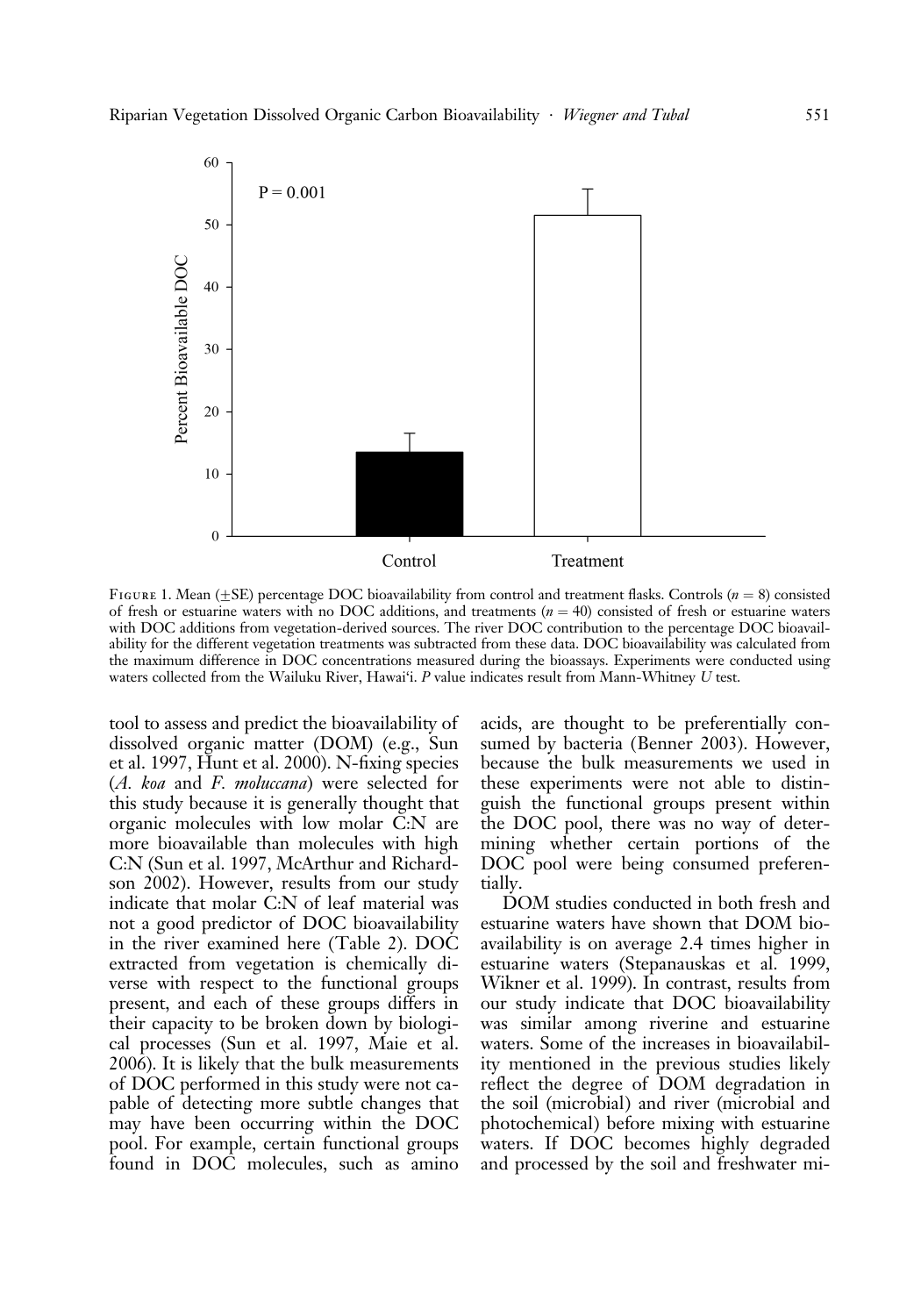FIGURE 1. Mean (±SE) percentage DOC bioavailability from control and treatment flasks. Controls ($n = 8$) consisted of fresh or estuarine waters with no DOC additions, and treatments ($n = 40$) consisted of fresh or estuarine waters with DOC additions from vegetation-derived sources. The river DOC contribution to the percentage DOC bioavailability for the different vegetation treatments was subtracted from these data. DOC bioavailability was calculated from the maximum difference in DOC concentrations measured during the bioassays. Experiments were conducted using waters collected from the Wailuku River, Hawai'i. *P* value indicates result from Mann-Whitney *U* test.

tool to assess and predict the bioavailability of dissolved organic matter (DOM) (e.g., Sun et al. 1997, Hunt et al. 2000). N-fixing species (*A. koa* and *F. moluccana*) were selected for this study because it is generally thought that organic molecules with low molar C:N are more bioavailable than molecules with high C:N (Sun et al. 1997, McArthur and Richardson 2002). However, results from our study indicate that molar C:N of leaf material was not a good predictor of DOC bioavailability in the river examined here (Table 2). DOC extracted from vegetation is chemically diverse with respect to the functional groups present, and each of these groups differs in their capacity to be broken down by biological processes (Sun et al. 1997, Maie et al. 2006). It is likely that the bulk measurements of DOC performed in this study were not capable of detecting more subtle changes that may have been occurring within the DOC pool. For example, certain functional groups found in DOC molecules, such as amino acids, are thought to be preferentially consumed by bacteria (Benner 2003). However, because the bulk measurements we used in these experiments were not able to distinguish the functional groups present within the DOC pool, there was no way of determining whether certain portions of the DOC pool were being consumed preferentially.

DOM studies conducted in both fresh and estuarine waters have shown that DOM bioavailability is on average 2.4 times higher in estuarine waters (Stepanauskas et al. 1999, Wikner et al. 1999). In contrast, results from our study indicate that DOC bioavailability was similar among riverine and estuarine waters. Some of the increases in bioavailability mentioned in the previous studies likely reflect the degree of DOM degradation in the soil (microbial) and river (microbial and photochemical) before mixing with estuarine waters. If DOC becomes highly degraded and processed by the soil and freshwater mi-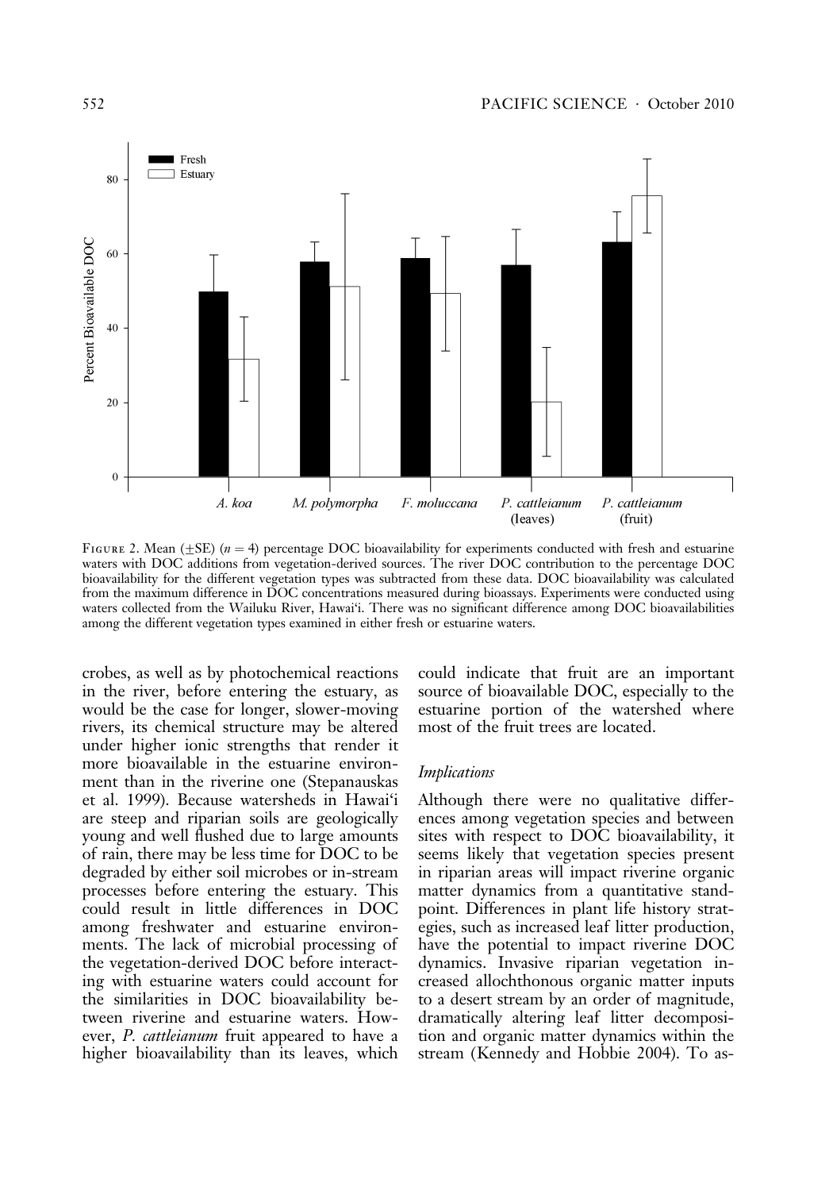FIGURE 2. Mean (±SE) ($n = 4$) percentage DOC bioavailability for experiments conducted with fresh and estuarine waters with DOC additions from vegetation-derived sources. The river DOC contribution to the percentage DOC bioavailability for the different vegetation types was subtracted from these data. DOC bioavailability was calculated from the maximum difference in DOC concentrations measured during bioassays. Experiments were conducted using waters collected from the Wailuku River, Hawai'i. There was no significant difference among DOC bioavailabilities among the different vegetation types examined in either fresh or estuarine waters.

crobes, as well as by photochemical reactions in the river, before entering the estuary, as would be the case for longer, slower-moving rivers, its chemical structure may be altered under higher ionic strengths that render it more bioavailable in the estuarine environment than in the riverine one (Stepanauskas et al. 1999). Because watersheds in Hawai'i are steep and riparian soils are geologically young and well flushed due to large amounts of rain, there may be less time for DOC to be degraded by either soil microbes or in-stream processes before entering the estuary. This could result in little differences in DOC among freshwater and estuarine environments. The lack of microbial processing of the vegetation-derived DOC before interacting with estuarine waters could account for the similarities in DOC bioavailability between riverine and estuarine waters. However, *P. cattleianum* fruit appeared to have a higher bioavailability than its leaves, which could indicate that fruit are an important source of bioavailable DOC, especially to the estuarine portion of the watershed where most of the fruit trees are located.

### *Implications*

Although there were no qualitative differences among vegetation species and between sites with respect to DOC bioavailability, it seems likely that vegetation species present in riparian areas will impact riverine organic matter dynamics from a quantitative standpoint. Differences in plant life history strategies, such as increased leaf litter production, have the potential to impact riverine DOC dynamics. Invasive riparian vegetation increased allochthonous organic matter inputs to a desert stream by an order of magnitude, dramatically altering leaf litter decomposition and organic matter dynamics within the stream (Kennedy and Hobbie 2004). To as-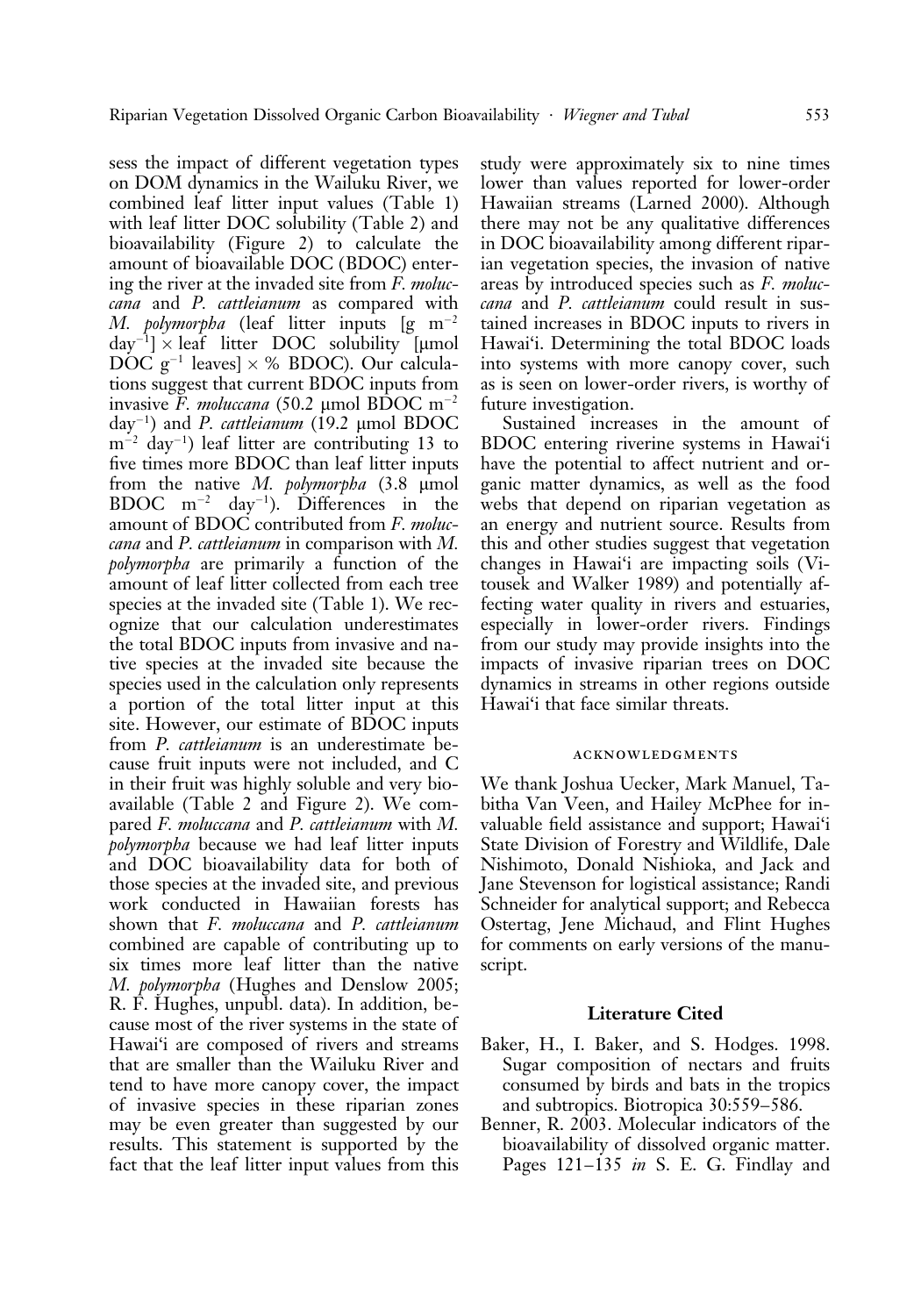sess the impact of different vegetation types on DOM dynamics in the Wailuku River, we combined leaf litter input values (Table 1) with leaf litter DOC solubility (Table 2) and bioavailability (Figure 2) to calculate the amount of bioavailable DOC (BDOC) entering the river at the invaded site from *F. moluccana* and *P. cattleianum* as compared with *M. polymorpha* (leaf litter inputs [g $m^{-2}$ $day^{-1}$] × leaf litter DOC solubility [μmol DOC $g^{-1}$ leaves] × % BDOC). Our calculations suggest that current BDOC inputs from invasive *F. moluccana* (50.2 μmol BDOC $m^{-2}$ $day^{-1}$) and *P. cattleianum* (19.2 μmol BDOC $m^{-2}$ $day^{-1}$) leaf litter are contributing 13 to five times more BDOC than leaf litter inputs from the native *M. polymorpha* (3.8 μmol BDOC $m^{-2}$ $day^{-1}$). Differences in the amount of BDOC contributed from *F. moluccana* and *P. cattleianum* in comparison with *M. polymorpha* are primarily a function of the amount of leaf litter collected from each tree species at the invaded site (Table 1). We recognize that our calculation underestimates the total BDOC inputs from invasive and native species at the invaded site because the species used in the calculation only represents a portion of the total litter input at this site. However, our estimate of BDOC inputs from *P. cattleianum* is an underestimate because fruit inputs were not included, and C in their fruit was highly soluble and very bioavailable (Table 2 and Figure 2). We compared *F. moluccana* and *P. cattleianum* with *M. polymorpha* because we had leaf litter inputs and DOC bioavailability data for both of those species at the invaded site, and previous work conducted in Hawaiian forests has shown that *F. moluccana* and *P. cattleianum* combined are capable of contributing up to six times more leaf litter than the native *M. polymorpha* (Hughes and Denslow 2005; R. F. Hughes, unpubl. data). In addition, because most of the river systems in the state of Hawai'i are composed of rivers and streams that are smaller than the Wailuku River and tend to have more canopy cover, the impact of invasive species in these riparian zones may be even greater than suggested by our results. This statement is supported by the fact that the leaf litter input values from this study were approximately six to nine times lower than values reported for lower-order Hawaiian streams (Larned 2000). Although there may not be any qualitative differences in DOC bioavailability among different riparian vegetation species, the invasion of native areas by introduced species such as *F. moluccana* and *P. cattleianum* could result in sustained increases in BDOC inputs to rivers in Hawai'i. Determining the total BDOC loads into systems with more canopy cover, such as is seen on lower-order rivers, is worthy of future investigation.

Sustained increases in the amount of BDOC entering riverine systems in Hawai'i have the potential to affect nutrient and organic matter dynamics, as well as the food webs that depend on riparian vegetation as an energy and nutrient source. Results from this and other studies suggest that vegetation changes in Hawai'i are impacting soils (Vitousek and Walker 1989) and potentially affecting water quality in rivers and estuaries, especially in lower-order rivers. Findings from our study may provide insights into the impacts of invasive riparian trees on DOC dynamics in streams in other regions outside Hawai'i that face similar threats.

## Acknowledgments

We thank Joshua Uecker, Mark Manuel, Tabitha Van Veen, and Hailey McPhee for invaluable field assistance and support; Hawai'i State Division of Forestry and Wildlife, Dale Nishimoto, Donald Nishioka, and Jack and Jane Stevenson for logistical assistance; Randi Schneider for analytical support; and Rebecca Ostertag, Jene Michaud, and Flint Hughes for comments on early versions of the manuscript.

## Literature Cited

Baker, H., I. Baker, and S. Hodges. 1998. Sugar composition of nectars and fruits consumed by birds and bats in the tropics and subtropics. Biotropica 30:559–586.

Benner, R. 2003. Molecular indicators of the bioavailability of dissolved organic matter. Pages 121–135 *in* S. E. G. Findlay and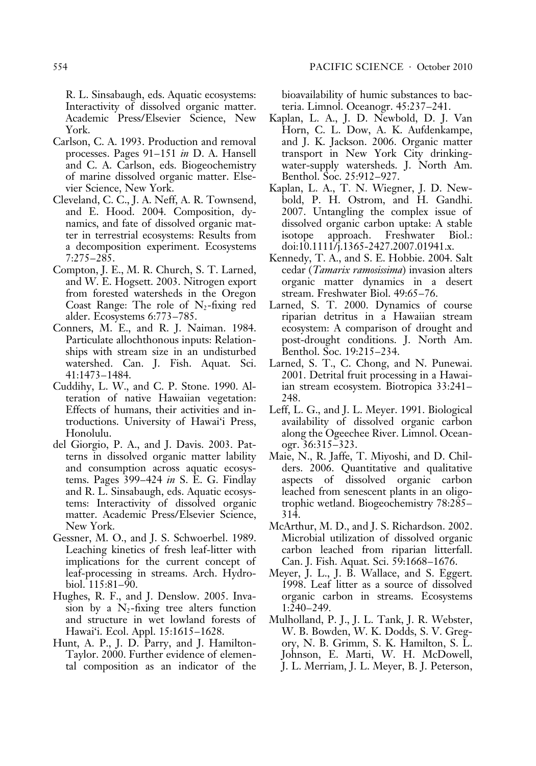R. L. Sinsabaugh, eds. Aquatic ecosystems: Interactivity of dissolved organic matter. Academic Press/Elsevier Science, New York.

Carlson, C. A. 1993. Production and removal processes. Pages 91–151 *in* D. A. Hansell and C. A. Carlson, eds. Biogeochemistry of marine dissolved organic matter. Elsevier Science, New York.

Cleveland, C. C., J. A. Neff, A. R. Townsend, and E. Hood. 2004. Composition, dynamics, and fate of dissolved organic matter in terrestrial ecosystems: Results from a decomposition experiment. Ecosystems 7:275–285.

Compton, J. E., M. R. Church, S. T. Larned, and W. E. Hogsett. 2003. Nitrogen export from forested watersheds in the Oregon Coast Range: The role of $N_2$-fixing red alder. Ecosystems 6:773–785.

Conners, M. E., and R. J. Naiman. 1984. Particulate allochthonous inputs: Relationships with stream size in an undisturbed watershed. Can. J. Fish. Aquat. Sci. 41:1473–1484.

Cuddihy, L. W., and C. P. Stone. 1990. Alteration of native Hawaiian vegetation: Effects of humans, their activities and introductions. University of Hawai'i Press, Honolulu.

del Giorgio, P. A., and J. Davis. 2003. Patterns in dissolved organic matter lability and consumption across aquatic ecosystems. Pages 399–424 *in* S. E. G. Findlay and R. L. Sinsabaugh, eds. Aquatic ecosystems: Interactivity of dissolved organic matter. Academic Press/Elsevier Science, New York.

Gessner, M. O., and J. S. Schwoerbel. 1989. Leaching kinetics of fresh leaf-litter with implications for the current concept of leaf-processing in streams. Arch. Hydrobiol. 115:81–90.

Hughes, R. F., and J. Denslow. 2005. Invasion by a $N_2$-fixing tree alters function and structure in wet lowland forests of Hawai'i. Ecol. Appl. 15:1615–1628.

Hunt, A. P., J. D. Parry, and J. Hamilton-Taylor. 2000. Further evidence of elemental composition as an indicator of the bioavailability of humic substances to bacteria. Limnol. Oceanogr. 45:237–241.

Kaplan, L. A., J. D. Newbold, D. J. Van Horn, C. L. Dow, A. K. Aufdenkampe, and J. K. Jackson. 2006. Organic matter transport in New York City drinking-water-supply watersheds. J. North Am. Benthol. Soc. 25:912–927.

Kaplan, L. A., T. N. Wiegner, J. D. Newbold, P. H. Ostrom, and H. Gandhi. 2007. Untangling the complex issue of dissolved organic carbon uptake: A stable isotope approach. Freshwater Biol.: doi:10.1111/j.1365-2427.2007.01941.x.

Kennedy, T. A., and S. E. Hobbie. 2004. Salt cedar (*Tamarix ramosissima*) invasion alters organic matter dynamics in a desert stream. Freshwater Biol. 49:65–76.

Larned, S. T. 2000. Dynamics of course riparian detritus in a Hawaiian stream ecosystem: A comparison of drought and post-drought conditions. J. North Am. Benthol. Soc. 19:215–234.

Larned, S. T., C. Chong, and N. Punewai. 2001. Detrital fruit processing in a Hawaiian stream ecosystem. Biotropica 33:241–248.

Leff, L. G., and J. L. Meyer. 1991. Biological availability of dissolved organic carbon along the Ogeechee River. Limnol. Oceanogr. 36:315–323.

Maie, N., R. Jaffe, T. Miyoshi, and D. Childers. 2006. Quantitative and qualitative aspects of dissolved organic carbon leached from senescent plants in an oligotrophic wetland. Biogeochemistry 78:285–314.

McArthur, M. D., and J. S. Richardson. 2002. Microbial utilization of dissolved organic carbon leached from riparian litterfall. Can. J. Fish. Aquat. Sci. 59:1668–1676.

Meyer, J. L., J. B. Wallace, and S. Eggert. 1998. Leaf litter as a source of dissolved organic carbon in streams. Ecosystems 1:240–249.

Mulholland, P. J., J. L. Tank, J. R. Webster, W. B. Bowden, W. K. Dodds, S. V. Gregory, N. B. Grimm, S. K. Hamilton, S. L. Johnson, E. Marti, W. H. McDowell, J. L. Merriam, J. L. Meyer, B. J. Peterson,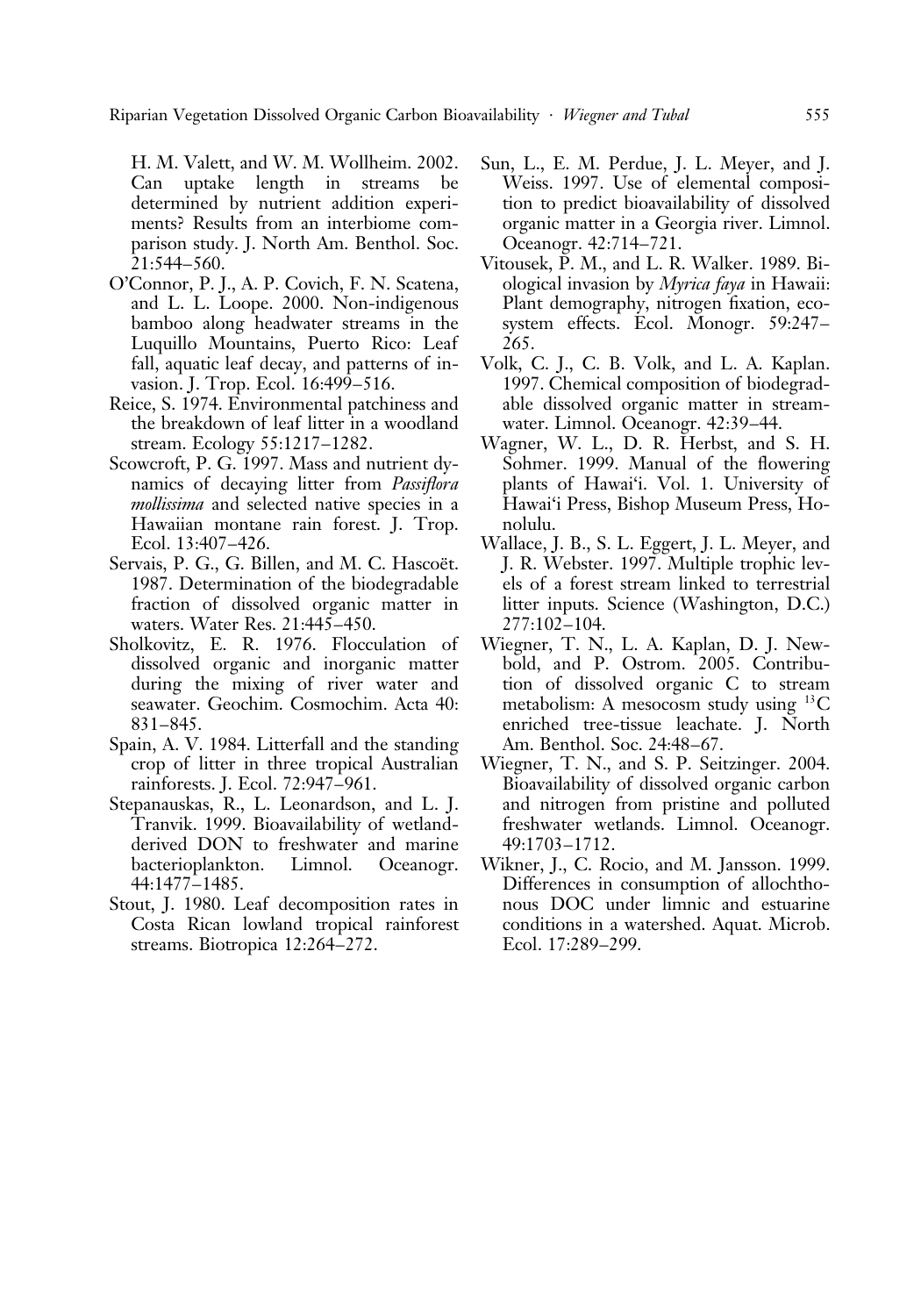H. M. Valett, and W. M. Wollheim. 2002. Can uptake length in streams be determined by nutrient addition experiments? Results from an interbiome comparison study. J. North Am. Benthol. Soc. 21:544–560.

O'Connor, P. J., A. P. Covich, F. N. Scatena, and L. L. Loope. 2000. Non-indigenous bamboo along headwater streams in the Luquillo Mountains, Puerto Rico: Leaf fall, aquatic leaf decay, and patterns of invasion. J. Trop. Ecol. 16:499–516.

Reice, S. 1974. Environmental patchiness and the breakdown of leaf litter in a woodland stream. Ecology 55:1217–1282.

Scowcroft, P. G. 1997. Mass and nutrient dynamics of decaying litter from *Passiflora mollissima* and selected native species in a Hawaiian montane rain forest. J. Trop. Ecol. 13:407–426.

Servais, P. G., G. Billen, and M. C. Hascoët. 1987. Determination of the biodegradable fraction of dissolved organic matter in waters. Water Res. 21:445–450.

Sholkovitz, E. R. 1976. Flocculation of dissolved organic and inorganic matter during the mixing of river water and seawater. Geochim. Cosmochim. Acta 40: 831–845.

Spain, A. V. 1984. Litterfall and the standing crop of litter in three tropical Australian rainforests. J. Ecol. 72:947–961.

Stepanauskas, R., L. Leonardson, and L. J. Tranvik. 1999. Bioavailability of wetland-derived DON to freshwater and marine bacterioplankton. Limnol. Oceanogr. 44:1477–1485.

Stout, J. 1980. Leaf decomposition rates in Costa Rican lowland tropical rainforest streams. Biotropica 12:264–272.

Sun, L., E. M. Perdue, J. L. Meyer, and J. Weiss. 1997. Use of elemental composition to predict bioavailability of dissolved organic matter in a Georgia river. Limnol. Oceanogr. 42:714–721.

Vitousek, P. M., and L. R. Walker. 1989. Biological invasion by *Myrica faya* in Hawaii: Plant demography, nitrogen fixation, ecosystem effects. Ecol. Monogr. 59:247–265.

Volk, C. J., C. B. Volk, and L. A. Kaplan. 1997. Chemical composition of biodegradable dissolved organic matter in streamwater. Limnol. Oceanogr. 42:39–44.

Wagner, W. L., D. R. Herbst, and S. H. Sohmer. 1999. Manual of the flowering plants of Hawai'i. Vol. 1. University of Hawai'i Press, Bishop Museum Press, Honolulu.

Wallace, J. B., S. L. Eggert, J. L. Meyer, and J. R. Webster. 1997. Multiple trophic levels of a forest stream linked to terrestrial litter inputs. Science (Washington, D.C.) 277:102–104.

Wiegner, T. N., L. A. Kaplan, D. J. Newbold, and P. Ostrom. 2005. Contribution of dissolved organic C to stream metabolism: A mesocosm study using $^{13}C$ enriched tree-tissue leachate. J. North Am. Benthol. Soc. 24:48–67.

Wiegner, T. N., and S. P. Seitzinger. 2004. Bioavailability of dissolved organic carbon and nitrogen from pristine and polluted freshwater wetlands. Limnol. Oceanogr. 49:1703–1712.

Wikner, J., C. Rocio, and M. Jansson. 1999. Differences in consumption of allochthonous DOC under limnic and estuarine conditions in a watershed. Aquat. Microb. Ecol. 17:289–299.